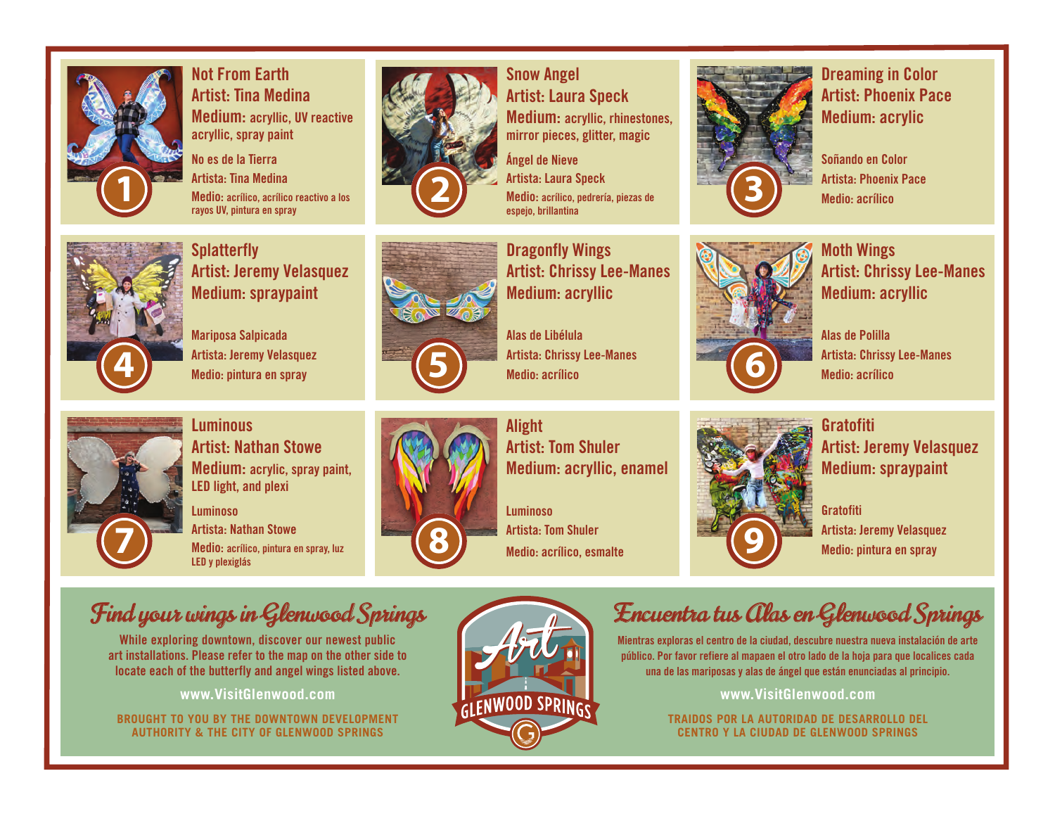## 1

**Not From Earth**
**Artist: Tina Medina**
**Medium:** acryllic, UV reactive acryllic, spray paint

No es de la Tierra
Artista: Tina Medina
Medio: acrílico, acrílico reactivo a los rayos UV, pintura en spray

## 2

**Snow Angel**
**Artist: Laura Speck**
**Medium:** acryllic, rhinestones, mirror pieces, glitter, magic

Ángel de Nieve
Artista: Laura Speck
Medio: acrílico, pedrería, piezas de espejo, brillantina

## 3

**Dreaming in Color**
**Artist: Phoenix Pace**
**Medium:** acrylic

Soñando en Color
Artista: Phoenix Pace
Medio: acrílico

## 4

**Splatterfly**
**Artist: Jeremy Velasquez**
**Medium:** spraypaint

Mariposa Salpicada
Artista: Jeremy Velasquez
Medio: pintura en spray

## 5

**Dragonfly Wings**
**Artist: Chrissy Lee-Manes**
**Medium:** acrylic

Alas de Libélula
Artista: Chrissy Lee-Manes
Medio: acrílico

## 6

**Moth Wings**
**Artist: Chrissy Lee-Manes**
**Medium:** acrylic

Alas de Polilla
Artista: Chrissy Lee-Manes
Medio: acrílico

## 7

**Luminous**
**Artist: Nathan Stowe**
**Medium:** acrylic, spray paint, LED light, and plexi

Luminoso
Artista: Nathan Stowe
Medio: acrílico, pintura en spray, luz LED y plexiglás

## 8

**Alight**
**Artist: Tom Shuler**
**Medium:** acryllic, enamel

Luminoso
Artista: Tom Shuler
Medio: acrílico, esmalte

## 9

**Gratofiti**
**Artist: Jeremy Velasquez**
**Medium:** spraypaint

Gratofiti
Artista: Jeremy Velasquez
Medio: pintura en spray

---

## *Find your wings in Glenwood Springs*

While exploring downtown, discover our newest public art installations. Please refer to the map on the other side to locate each of the butterfly and angel wings listed above.

**www.VisitGlenwood.com**

BROUGHT TO YOU BY THE DOWNTOWN DEVELOPMENT AUTHORITY & THE CITY OF GLENWOOD SPRINGS

Art
GLENWOOD SPRINGS

## *Encuentra tus Alas en Glenwood Springs*

Mientras exploras el centro de la ciudad, descubre nuestra nueva instalación de arte público. Por favor refiere al mapaen el otro lado de la hoja para que localices cada una de las mariposas y alas de ángel que están enunciadas al principio.

**www.VisitGlenwood.com**

TRAIDOS POR LA AUTORIDAD DE DESARROLLO DEL CENTRO Y LA CIUDAD DE GLENWOOD SPRINGS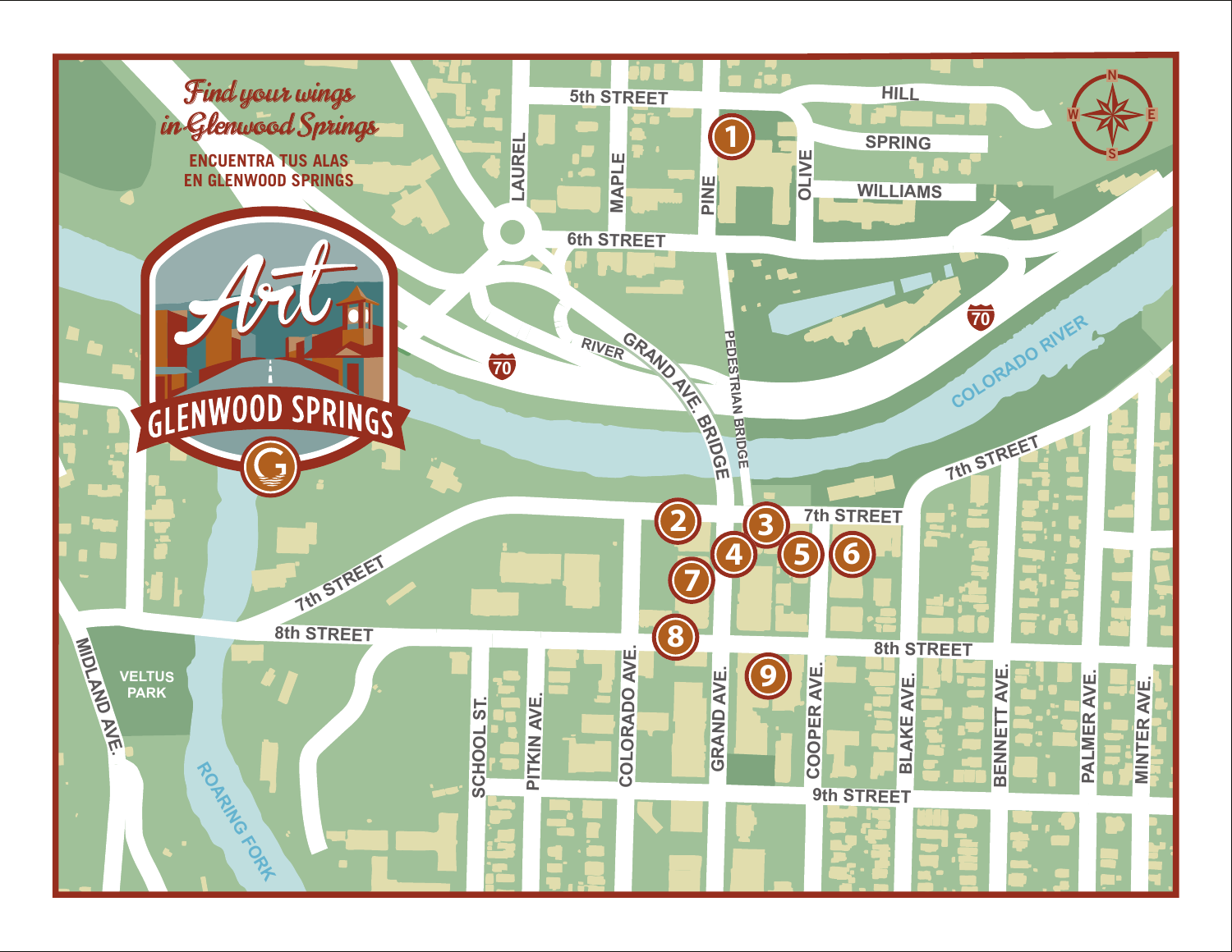# Find your wings in Glenwood Springs

ENCUENTRA TUS ALAS EN GLENWOOD SPRINGS

Art

GLENWOOD SPRINGS

G

N
W
E
S

5th STREET
HILL
SPRING
WILLIAMS
LAUREL
MAPLE
PINE
OLIVE
6th STREET
RIVER
GRAND AVE. BRIDGE
PEDESTRIAN BRIDGE
70
70
COLORADO RIVER
7th STREET
7th STREET
7th STREET
8th STREET
8th STREET
9th STREET
MIDLAND AVE.
VELTUS PARK
ROARING FORK
SCHOOL ST.
PITKIN AVE.
COLORADO AVE.
GRAND AVE.
COOPER AVE.
BLAKE AVE.
BENNETT AVE.
PALMER AVE.
MINTER AVE.

1
2
3
4
5
6
7
8
9